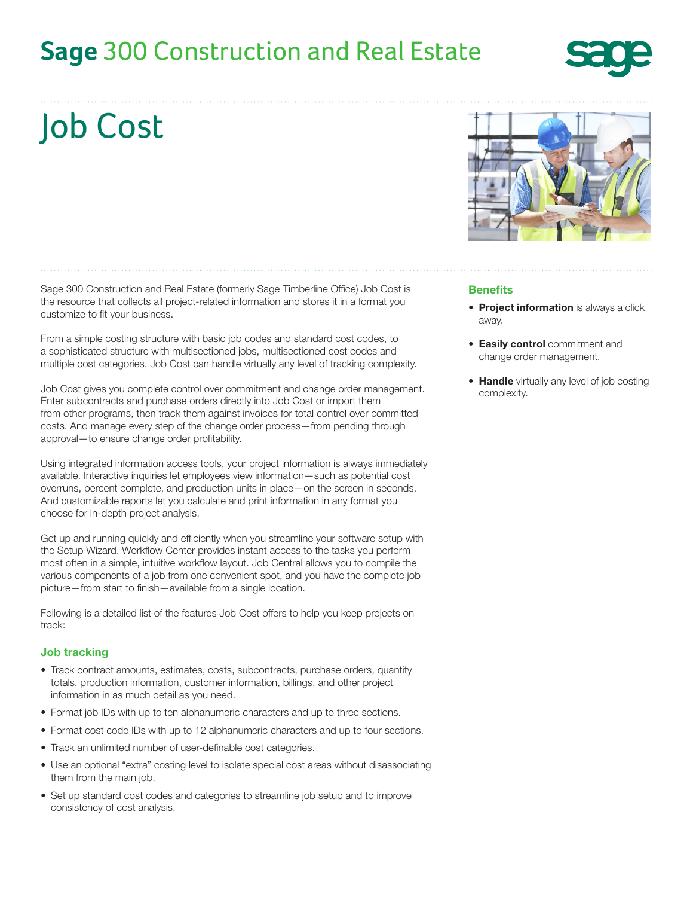# Sage 300 Construction and Real Estate

# Job Cost

Sage 300 Construction and Real Estate (formerly Sage Timberline Office) Job Cost is the resource that collects all project-related information and stores it in a format you customize to fit your business.

From a simple costing structure with basic job codes and standard cost codes, to a sophisticated structure with multisectioned jobs, multisectioned cost codes and multiple cost categories, Job Cost can handle virtually any level of tracking complexity.

Job Cost gives you complete control over commitment and change order management. Enter subcontracts and purchase orders directly into Job Cost or import them from other programs, then track them against invoices for total control over committed costs. And manage every step of the change order process—from pending through approval—to ensure change order profitability.

Using integrated information access tools, your project information is always immediately available. Interactive inquiries let employees view information—such as potential cost overruns, percent complete, and production units in place—on the screen in seconds. And customizable reports let you calculate and print information in any format you choose for in-depth project analysis.

Get up and running quickly and efficiently when you streamline your software setup with the Setup Wizard. Workflow Center provides instant access to the tasks you perform most often in a simple, intuitive workflow layout. Job Central allows you to compile the various components of a job from one convenient spot, and you have the complete job picture—from start to finish—available from a single location.

Following is a detailed list of the features Job Cost offers to help you keep projects on track:

### Job tracking

- Track contract amounts, estimates, costs, subcontracts, purchase orders, quantity totals, production information, customer information, billings, and other project information in as much detail as you need.
- Format job IDs with up to ten alphanumeric characters and up to three sections.
- Format cost code IDs with up to 12 alphanumeric characters and up to four sections.
- Track an unlimited number of user-definable cost categories.
- Use an optional "extra" costing level to isolate special cost areas without disassociating them from the main job.
- Set up standard cost codes and categories to streamline job setup and to improve consistency of cost analysis.

### Benefits

- **Project information** is always a click away.
- **Easily control** commitment and change order management.
- **Handle** virtually any level of job costing complexity.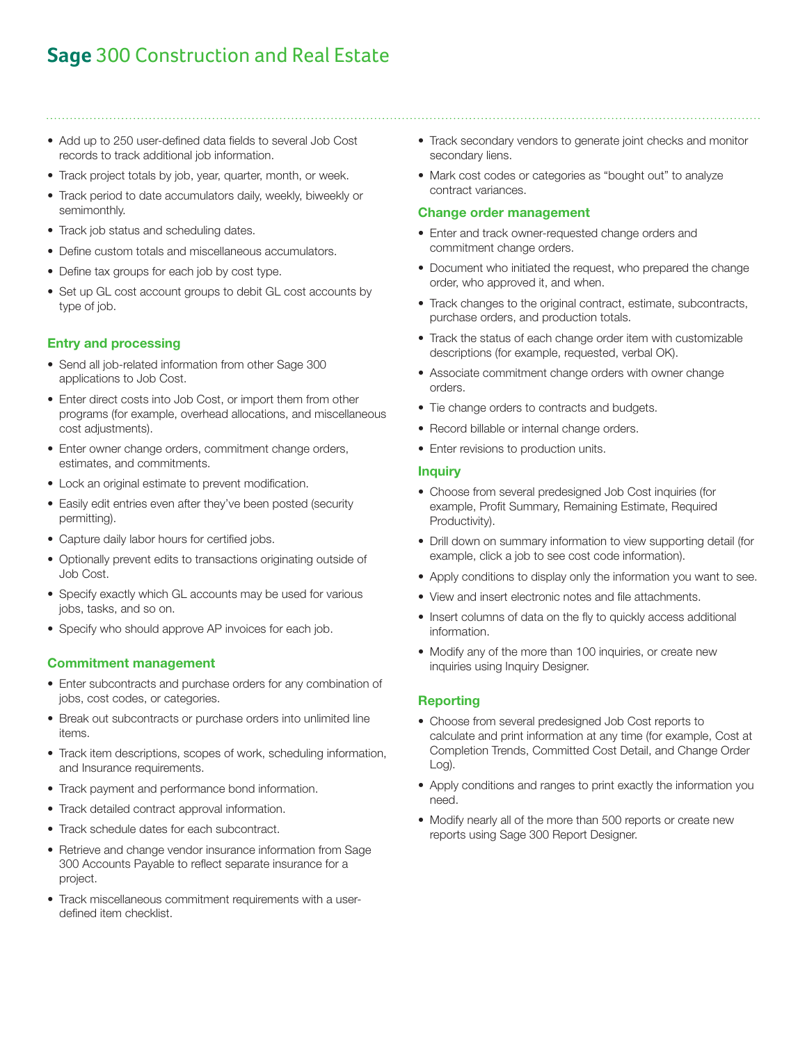# Sage 300 Construction and Real Estate

- Add up to 250 user-defined data fields to several Job Cost records to track additional job information.
- Track project totals by job, year, quarter, month, or week.
- Track period to date accumulators daily, weekly, biweekly or semimonthly.
- Track job status and scheduling dates.
- Define custom totals and miscellaneous accumulators.
- Define tax groups for each job by cost type.
- Set up GL cost account groups to debit GL cost accounts by type of job.

### Entry and processing

- Send all job-related information from other Sage 300 applications to Job Cost.
- Enter direct costs into Job Cost, or import them from other programs (for example, overhead allocations, and miscellaneous cost adjustments).
- Enter owner change orders, commitment change orders, estimates, and commitments.
- Lock an original estimate to prevent modification.
- Easily edit entries even after they've been posted (security permitting).
- Capture daily labor hours for certified jobs.
- Optionally prevent edits to transactions originating outside of Job Cost.
- Specify exactly which GL accounts may be used for various jobs, tasks, and so on.
- Specify who should approve AP invoices for each job.

### Commitment management

- Enter subcontracts and purchase orders for any combination of jobs, cost codes, or categories.
- Break out subcontracts or purchase orders into unlimited line items.
- Track item descriptions, scopes of work, scheduling information, and Insurance requirements.
- Track payment and performance bond information.
- Track detailed contract approval information.
- Track schedule dates for each subcontract.
- Retrieve and change vendor insurance information from Sage 300 Accounts Payable to reflect separate insurance for a project.
- Track miscellaneous commitment requirements with a user-defined item checklist.
- Track secondary vendors to generate joint checks and monitor secondary liens.
- Mark cost codes or categories as "bought out" to analyze contract variances.

### Change order management

- Enter and track owner-requested change orders and commitment change orders.
- Document who initiated the request, who prepared the change order, who approved it, and when.
- Track changes to the original contract, estimate, subcontracts, purchase orders, and production totals.
- Track the status of each change order item with customizable descriptions (for example, requested, verbal OK).
- Associate commitment change orders with owner change orders.
- Tie change orders to contracts and budgets.
- Record billable or internal change orders.
- Enter revisions to production units.

### Inquiry

- Choose from several predesigned Job Cost inquiries (for example, Profit Summary, Remaining Estimate, Required Productivity).
- Drill down on summary information to view supporting detail (for example, click a job to see cost code information).
- Apply conditions to display only the information you want to see.
- View and insert electronic notes and file attachments.
- Insert columns of data on the fly to quickly access additional information.
- Modify any of the more than 100 inquiries, or create new inquiries using Inquiry Designer.

### Reporting

- Choose from several predesigned Job Cost reports to calculate and print information at any time (for example, Cost at Completion Trends, Committed Cost Detail, and Change Order Log).
- Apply conditions and ranges to print exactly the information you need.
- Modify nearly all of the more than 500 reports or create new reports using Sage 300 Report Designer.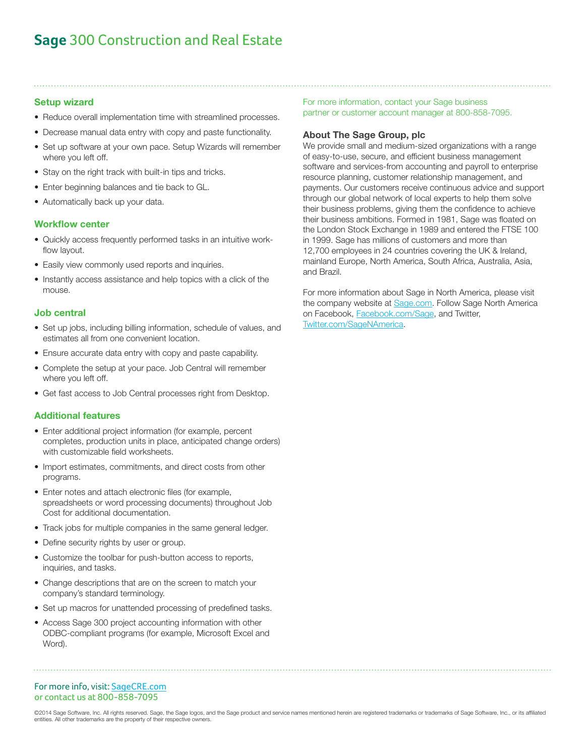# Sage 300 Construction and Real Estate

### Setup wizard

- Reduce overall implementation time with streamlined processes.
- Decrease manual data entry with copy and paste functionality.
- Set up software at your own pace. Setup Wizards will remember where you left off.
- Stay on the right track with built-in tips and tricks.
- Enter beginning balances and tie back to GL.
- Automatically back up your data.

### Workflow center

- Quickly access frequently performed tasks in an intuitive workflow layout.
- Easily view commonly used reports and inquiries.
- Instantly access assistance and help topics with a click of the mouse.

### Job central

- Set up jobs, including billing information, schedule of values, and estimates all from one convenient location.
- Ensure accurate data entry with copy and paste capability.
- Complete the setup at your pace. Job Central will remember where you left off.
- Get fast access to Job Central processes right from Desktop.

### Additional features

- Enter additional project information (for example, percent completes, production units in place, anticipated change orders) with customizable field worksheets.
- Import estimates, commitments, and direct costs from other programs.
- Enter notes and attach electronic files (for example, spreadsheets or word processing documents) throughout Job Cost for additional documentation.
- Track jobs for multiple companies in the same general ledger.
- Define security rights by user or group.
- Customize the toolbar for push-button access to reports, inquiries, and tasks.
- Change descriptions that are on the screen to match your company's standard terminology.
- Set up macros for unattended processing of predefined tasks.
- Access Sage 300 project accounting information with other ODBC-compliant programs (for example, Microsoft Excel and Word).

For more information, contact your Sage business partner or customer account manager at 800-858-7095.

### About The Sage Group, plc

We provide small and medium-sized organizations with a range of easy-to-use, secure, and efficient business management software and services-from accounting and payroll to enterprise resource planning, customer relationship management, and payments. Our customers receive continuous advice and support through our global network of local experts to help them solve their business problems, giving them the confidence to achieve their business ambitions. Formed in 1981, Sage was floated on the London Stock Exchange in 1989 and entered the FTSE 100 in 1999. Sage has millions of customers and more than 12,700 employees in 24 countries covering the UK & Ireland, mainland Europe, North America, South Africa, Australia, Asia, and Brazil.

For more information about Sage in North America, please visit the company website at Sage.com. Follow Sage North America on Facebook, Facebook.com/Sage, and Twitter, Twitter.com/SageNAmerica.

For more info, visit: SageCRE.com
or contact us at 800-858-7095

©2014 Sage Software, Inc. All rights reserved. Sage, the Sage logos, and the Sage product and service names mentioned herein are registered trademarks or trademarks of Sage Software, Inc., or its affiliated entities. All other trademarks are the property of their respective owners.